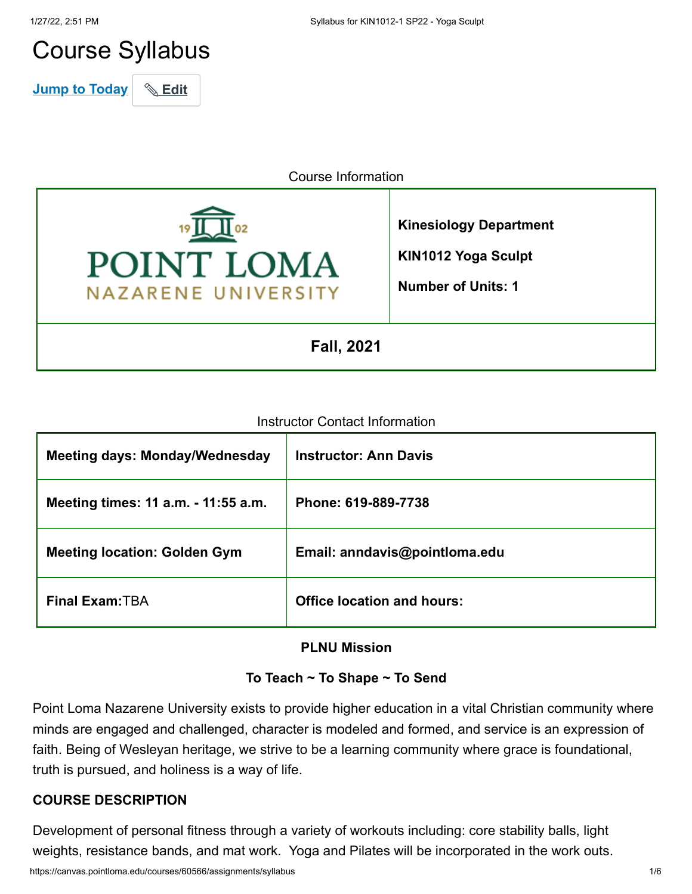# Course Syllabus

Jump to Today | Edit

Course Information

| POINT LOMA NAZARENE UNIVERSITY 1902 | **Kinesiology Department**<br>**KIN1012 Yoga Sculpt**<br>**Number of Units: 1** |
|---|---|
| **Fall, 2021** | |

Instructor Contact Information

| **Meeting days: Monday/Wednesday** | **Instructor: Ann Davis** |
|---|---|
| **Meeting times: 11 a.m. - 11:55 a.m.** | **Phone: 619-889-7738** |
| **Meeting location: Golden Gym** | **Email: anndavis@pointloma.edu** |
| **Final Exam:** TBA | **Office location and hours:** |

**PLNU Mission**

**To Teach ~ To Shape ~ To Send**

Point Loma Nazarene University exists to provide higher education in a vital Christian community where minds are engaged and challenged, character is modeled and formed, and service is an expression of faith. Being of Wesleyan heritage, we strive to be a learning community where grace is foundational, truth is pursued, and holiness is a way of life.

**COURSE DESCRIPTION**

Development of personal fitness through a variety of workouts including: core stability balls, light weights, resistance bands, and mat work. Yoga and Pilates will be incorporated in the work outs.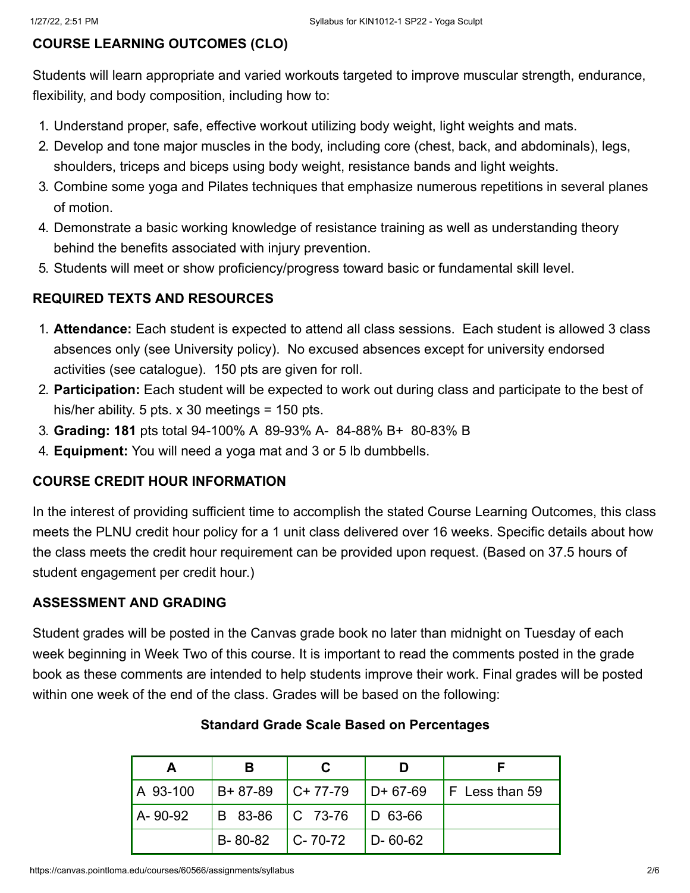## COURSE LEARNING OUTCOMES (CLO)

Students will learn appropriate and varied workouts targeted to improve muscular strength, endurance, flexibility, and body composition, including how to:

1. Understand proper, safe, effective workout utilizing body weight, light weights and mats.
2. Develop and tone major muscles in the body, including core (chest, back, and abdominals), legs, shoulders, triceps and biceps using body weight, resistance bands and light weights.
3. Combine some yoga and Pilates techniques that emphasize numerous repetitions in several planes of motion.
4. Demonstrate a basic working knowledge of resistance training as well as understanding theory behind the benefits associated with injury prevention.
5. Students will meet or show proficiency/progress toward basic or fundamental skill level.

## REQUIRED TEXTS AND RESOURCES

1. **Attendance:** Each student is expected to attend all class sessions. Each student is allowed 3 class absences only (see University policy). No excused absences except for university endorsed activities (see catalogue). 150 pts are given for roll.
2. **Participation:** Each student will be expected to work out during class and participate to the best of his/her ability. 5 pts. x 30 meetings = 150 pts.
3. **Grading: 181** pts total 94-100% A 89-93% A- 84-88% B+ 80-83% B
4. **Equipment:** You will need a yoga mat and 3 or 5 lb dumbbells.

## COURSE CREDIT HOUR INFORMATION

In the interest of providing sufficient time to accomplish the stated Course Learning Outcomes, this class meets the PLNU credit hour policy for a 1 unit class delivered over 16 weeks. Specific details about how the class meets the credit hour requirement can be provided upon request. (Based on 37.5 hours of student engagement per credit hour.)

## ASSESSMENT AND GRADING

Student grades will be posted in the Canvas grade book no later than midnight on Tuesday of each week beginning in Week Two of this course. It is important to read the comments posted in the grade book as these comments are intended to help students improve their work. Final grades will be posted within one week of the end of the class. Grades will be based on the following:

**Standard Grade Scale Based on Percentages**

| A | B | C | D | F |
|---|---|---|---|---|
| A 93-100 | B+ 87-89 | C+ 77-79 | D+ 67-69 | F Less than 59 |
| A- 90-92 | B 83-86 | C 73-76 | D 63-66 | |
| | B- 80-82 | C- 70-72 | D- 60-62 | |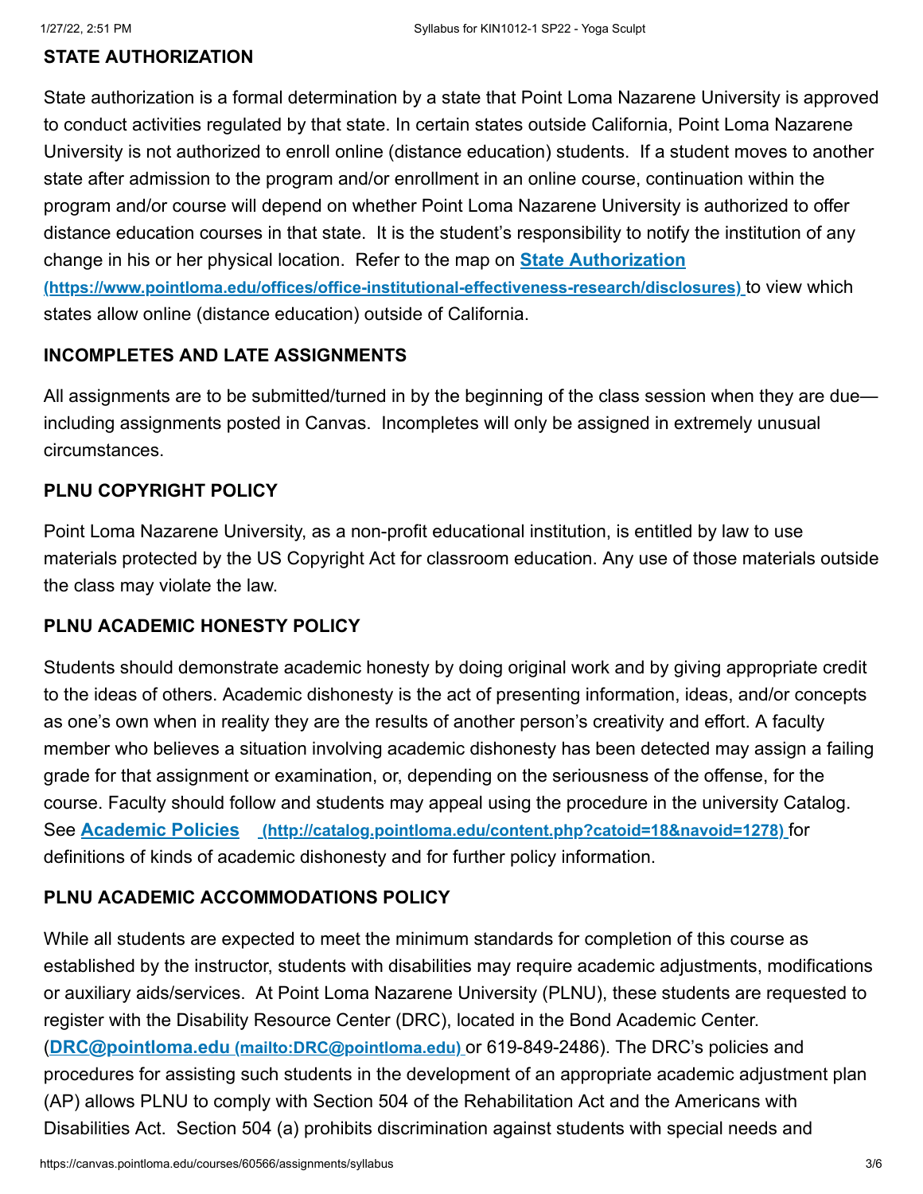### STATE AUTHORIZATION

State authorization is a formal determination by a state that Point Loma Nazarene University is approved to conduct activities regulated by that state. In certain states outside California, Point Loma Nazarene University is not authorized to enroll online (distance education) students. If a student moves to another state after admission to the program and/or enrollment in an online course, continuation within the program and/or course will depend on whether Point Loma Nazarene University is authorized to offer distance education courses in that state. It is the student's responsibility to notify the institution of any change in his or her physical location. Refer to the map on **State Authorization (https://www.pointloma.edu/offices/office-institutional-effectiveness-research/disclosures)** to view which states allow online (distance education) outside of California.

### INCOMPLETES AND LATE ASSIGNMENTS

All assignments are to be submitted/turned in by the beginning of the class session when they are due—including assignments posted in Canvas. Incompletes will only be assigned in extremely unusual circumstances.

### PLNU COPYRIGHT POLICY

Point Loma Nazarene University, as a non-profit educational institution, is entitled by law to use materials protected by the US Copyright Act for classroom education. Any use of those materials outside the class may violate the law.

### PLNU ACADEMIC HONESTY POLICY

Students should demonstrate academic honesty by doing original work and by giving appropriate credit to the ideas of others. Academic dishonesty is the act of presenting information, ideas, and/or concepts as one's own when in reality they are the results of another person's creativity and effort. A faculty member who believes a situation involving academic dishonesty has been detected may assign a failing grade for that assignment or examination, or, depending on the seriousness of the offense, for the course. Faculty should follow and students may appeal using the procedure in the university Catalog. See **Academic Policies (http://catalog.pointloma.edu/content.php?catoid=18&navoid=1278)** for definitions of kinds of academic dishonesty and for further policy information.

### PLNU ACADEMIC ACCOMMODATIONS POLICY

While all students are expected to meet the minimum standards for completion of this course as established by the instructor, students with disabilities may require academic adjustments, modifications or auxiliary aids/services. At Point Loma Nazarene University (PLNU), these students are requested to register with the Disability Resource Center (DRC), located in the Bond Academic Center. (**DRC@pointloma.edu (mailto:DRC@pointloma.edu)** or 619-849-2486). The DRC's policies and procedures for assisting such students in the development of an appropriate academic adjustment plan (AP) allows PLNU to comply with Section 504 of the Rehabilitation Act and the Americans with Disabilities Act. Section 504 (a) prohibits discrimination against students with special needs and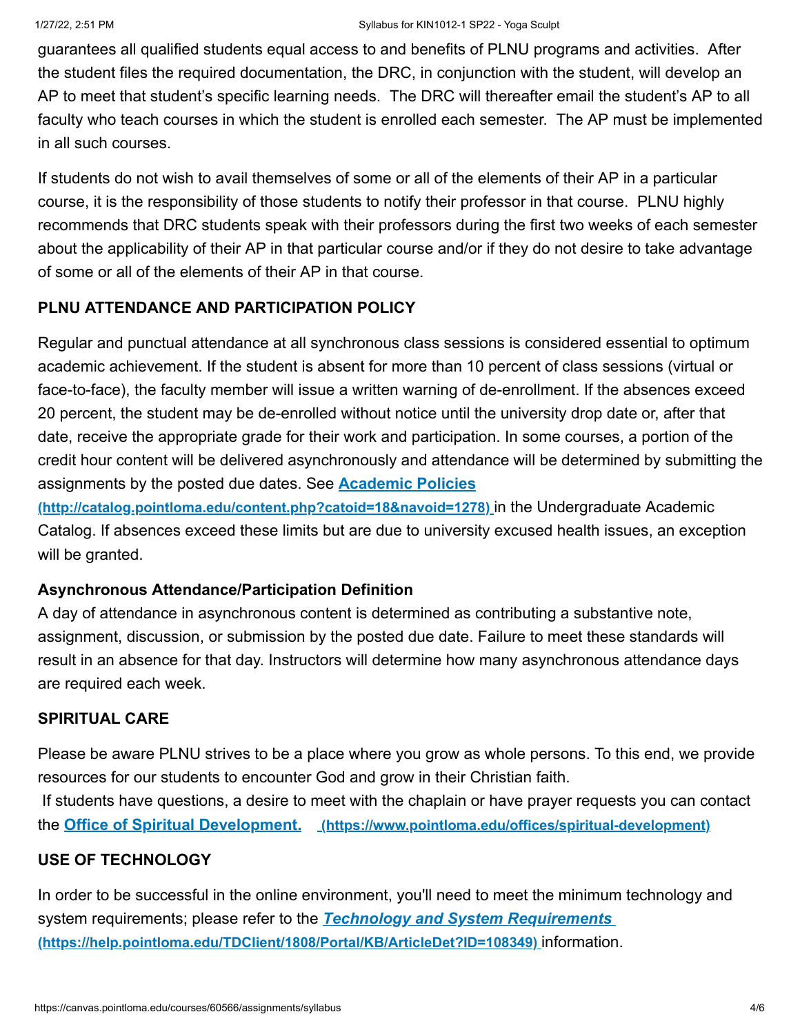guarantees all qualified students equal access to and benefits of PLNU programs and activities. After the student files the required documentation, the DRC, in conjunction with the student, will develop an AP to meet that student's specific learning needs. The DRC will thereafter email the student's AP to all faculty who teach courses in which the student is enrolled each semester. The AP must be implemented in all such courses.

If students do not wish to avail themselves of some or all of the elements of their AP in a particular course, it is the responsibility of those students to notify their professor in that course. PLNU highly recommends that DRC students speak with their professors during the first two weeks of each semester about the applicability of their AP in that particular course and/or if they do not desire to take advantage of some or all of the elements of their AP in that course.

**PLNU ATTENDANCE AND PARTICIPATION POLICY**

Regular and punctual attendance at all synchronous class sessions is considered essential to optimum academic achievement. If the student is absent for more than 10 percent of class sessions (virtual or face-to-face), the faculty member will issue a written warning of de-enrollment. If the absences exceed 20 percent, the student may be de-enrolled without notice until the university drop date or, after that date, receive the appropriate grade for their work and participation. In some courses, a portion of the credit hour content will be delivered asynchronously and attendance will be determined by submitting the assignments by the posted due dates. See **[Academic Policies (http://catalog.pointloma.edu/content.php?catoid=18&navoid=1278)](http://catalog.pointloma.edu/content.php?catoid=18&navoid=1278)** in the Undergraduate Academic Catalog. If absences exceed these limits but are due to university excused health issues, an exception will be granted.

**Asynchronous Attendance/Participation Definition**

A day of attendance in asynchronous content is determined as contributing a substantive note, assignment, discussion, or submission by the posted due date. Failure to meet these standards will result in an absence for that day. Instructors will determine how many asynchronous attendance days are required each week.

**SPIRITUAL CARE**

Please be aware PLNU strives to be a place where you grow as whole persons. To this end, we provide resources for our students to encounter God and grow in their Christian faith.

If students have questions, a desire to meet with the chaplain or have prayer requests you can contact the **[Office of Spiritual Development. (https://www.pointloma.edu/offices/spiritual-development)](https://www.pointloma.edu/offices/spiritual-development)**

**USE OF TECHNOLOGY**

In order to be successful in the online environment, you'll need to meet the minimum technology and system requirements; please refer to the ***[Technology and System Requirements (https://help.pointloma.edu/TDClient/1808/Portal/KB/ArticleDet?ID=108349)](https://help.pointloma.edu/TDClient/1808/Portal/KB/ArticleDet?ID=108349)*** information.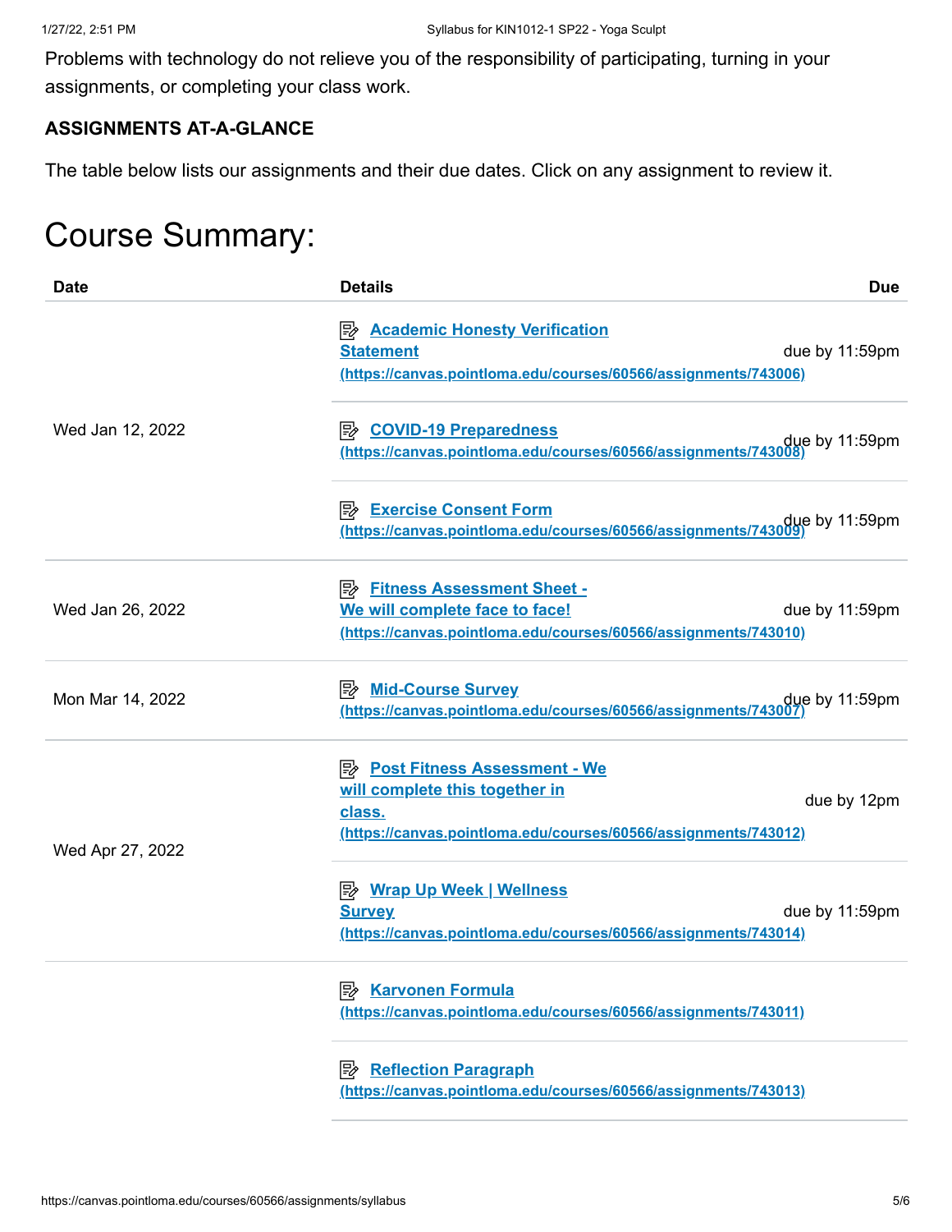Problems with technology do not relieve you of the responsibility of participating, turning in your assignments, or completing your class work.

**ASSIGNMENTS AT-A-GLANCE**

The table below lists our assignments and their due dates. Click on any assignment to review it.

# Course Summary:

| Date | Details | Due |
|---|---|---|
| Wed Jan 12, 2022 | Academic Honesty Verification Statement (https://canvas.pointloma.edu/courses/60566/assignments/743006) | due by 11:59pm |
| | COVID-19 Preparedness (https://canvas.pointloma.edu/courses/60566/assignments/743008) | due by 11:59pm |
| | Exercise Consent Form (https://canvas.pointloma.edu/courses/60566/assignments/743009) | due by 11:59pm |
| Wed Jan 26, 2022 | Fitness Assessment Sheet - We will complete face to face! (https://canvas.pointloma.edu/courses/60566/assignments/743010) | due by 11:59pm |
| Mon Mar 14, 2022 | Mid-Course Survey (https://canvas.pointloma.edu/courses/60566/assignments/743007) | due by 11:59pm |
| Wed Apr 27, 2022 | Post Fitness Assessment - We will complete this together in class. (https://canvas.pointloma.edu/courses/60566/assignments/743012) | due by 12pm |
| | Wrap Up Week \| Wellness Survey (https://canvas.pointloma.edu/courses/60566/assignments/743014) | due by 11:59pm |
| | Karvonen Formula (https://canvas.pointloma.edu/courses/60566/assignments/743011) | |
| | Reflection Paragraph (https://canvas.pointloma.edu/courses/60566/assignments/743013) | |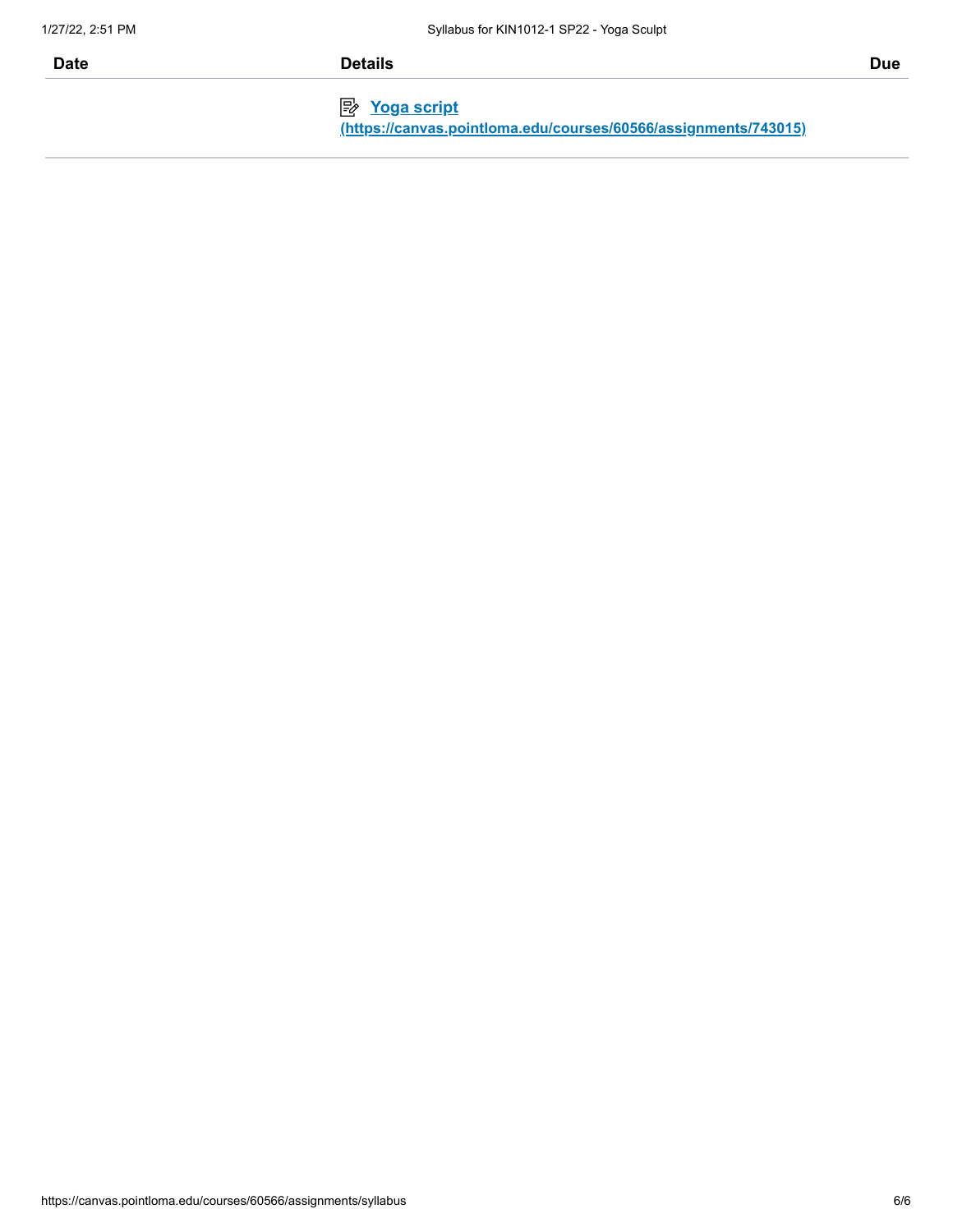| Date | Details | Due |
| --- | --- | --- |
| | Yoga script (https://canvas.pointloma.edu/courses/60566/assignments/743015) | |